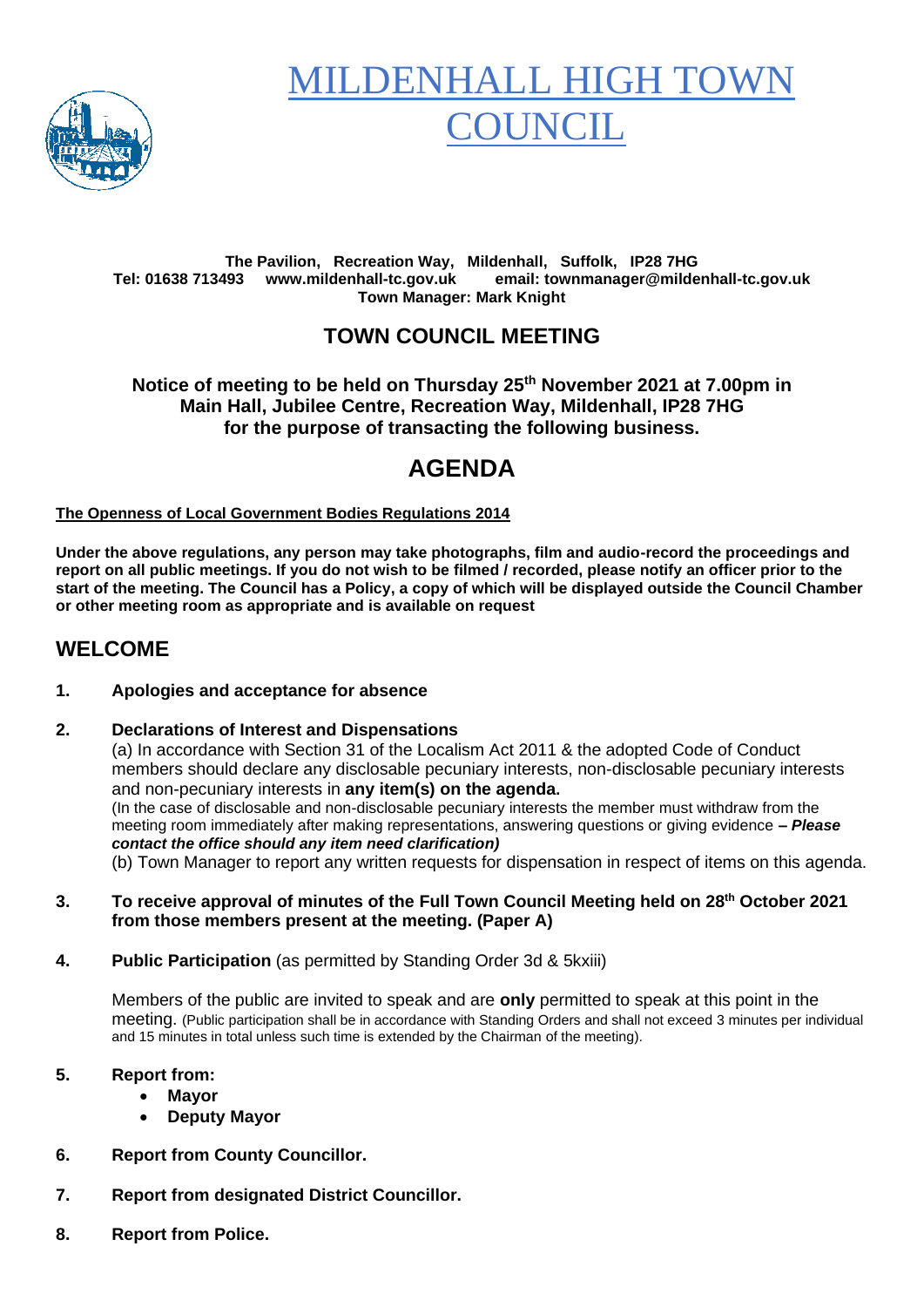# MILDENHALL HIGH TOWN COUNCIL

**The Pavilion, Recreation Way, Mildenhall, Suffolk, IP28 7HG**
**Tel: 01638 713493 www.mildenhall-tc.gov.uk email: townmanager@mildenhall-tc.gov.uk**
**Town Manager: Mark Knight**

## TOWN COUNCIL MEETING

**Notice of meeting to be held on Thursday 25th November 2021 at 7.00pm in Main Hall, Jubilee Centre, Recreation Way, Mildenhall, IP28 7HG for the purpose of transacting the following business.**

# AGENDA

**The Openness of Local Government Bodies Regulations 2014**

**Under the above regulations, any person may take photographs, film and audio-record the proceedings and report on all public meetings. If you do not wish to be filmed / recorded, please notify an officer prior to the start of the meeting. The Council has a Policy, a copy of which will be displayed outside the Council Chamber or other meeting room as appropriate and is available on request**

## WELCOME

1. **Apologies and acceptance for absence**

2. **Declarations of Interest and Dispensations**

   (a) In accordance with Section 31 of the Localism Act 2011 & the adopted Code of Conduct members should declare any disclosable pecuniary interests, non-disclosable pecuniary interests and non-pecuniary interests in **any item(s) on the agenda.**

   (In the case of disclosable and non-disclosable pecuniary interests the member must withdraw from the meeting room immediately after making representations, answering questions or giving evidence ***– Please contact the office should any item need clarification)***

   (b) Town Manager to report any written requests for dispensation in respect of items on this agenda.

3. **To receive approval of minutes of the Full Town Council Meeting held on 28th October 2021 from those members present at the meeting. (Paper A)**

4. **Public Participation** (as permitted by Standing Order 3d & 5kxiii)

   Members of the public are invited to speak and are **only** permitted to speak at this point in the meeting. (Public participation shall be in accordance with Standing Orders and shall not exceed 3 minutes per individual and 15 minutes in total unless such time is extended by the Chairman of the meeting).

5. **Report from:**
   - **Mayor**
   - **Deputy Mayor**

6. **Report from County Councillor.**

7. **Report from designated District Councillor.**

8. **Report from Police.**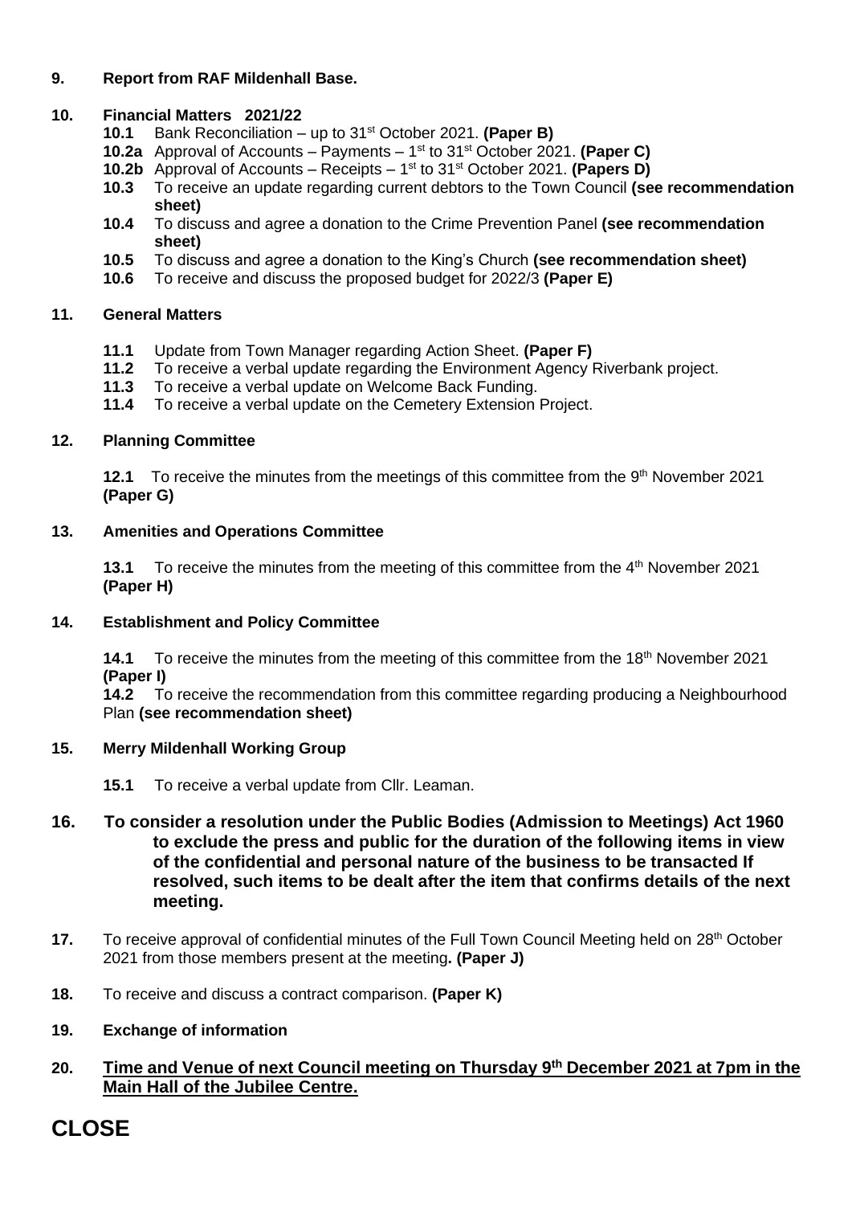**9. Report from RAF Mildenhall Base.**

**10. Financial Matters 2021/22**

- **10.1** Bank Reconciliation – up to 31st October 2021. **(Paper B)**
- **10.2a** Approval of Accounts – Payments – 1st to 31st October 2021. **(Paper C)**
- **10.2b** Approval of Accounts – Receipts – 1st to 31st October 2021. **(Papers D)**
- **10.3** To receive an update regarding current debtors to the Town Council **(see recommendation sheet)**
- **10.4** To discuss and agree a donation to the Crime Prevention Panel **(see recommendation sheet)**
- **10.5** To discuss and agree a donation to the King's Church **(see recommendation sheet)**
- **10.6** To receive and discuss the proposed budget for 2022/3 **(Paper E)**

**11. General Matters**

- **11.1** Update from Town Manager regarding Action Sheet. **(Paper F)**
- **11.2** To receive a verbal update regarding the Environment Agency Riverbank project.
- **11.3** To receive a verbal update on Welcome Back Funding.
- **11.4** To receive a verbal update on the Cemetery Extension Project.

**12. Planning Committee**

**12.1** To receive the minutes from the meetings of this committee from the 9th November 2021 **(Paper G)**

**13. Amenities and Operations Committee**

**13.1** To receive the minutes from the meeting of this committee from the 4th November 2021 **(Paper H)**

**14. Establishment and Policy Committee**

**14.1** To receive the minutes from the meeting of this committee from the 18th November 2021 **(Paper I)**

**14.2** To receive the recommendation from this committee regarding producing a Neighbourhood Plan **(see recommendation sheet)**

**15. Merry Mildenhall Working Group**

**15.1** To receive a verbal update from Cllr. Leaman.

**16. To consider a resolution under the Public Bodies (Admission to Meetings) Act 1960 to exclude the press and public for the duration of the following items in view of the confidential and personal nature of the business to be transacted If resolved, such items to be dealt after the item that confirms details of the next meeting.**

**17.** To receive approval of confidential minutes of the Full Town Council Meeting held on 28th October 2021 from those members present at the meeting**. (Paper J)**

**18.** To receive and discuss a contract comparison. **(Paper K)**

**19. Exchange of information**

**20. Time and Venue of next Council meeting on Thursday 9th December 2021 at 7pm in the Main Hall of the Jubilee Centre.**

# CLOSE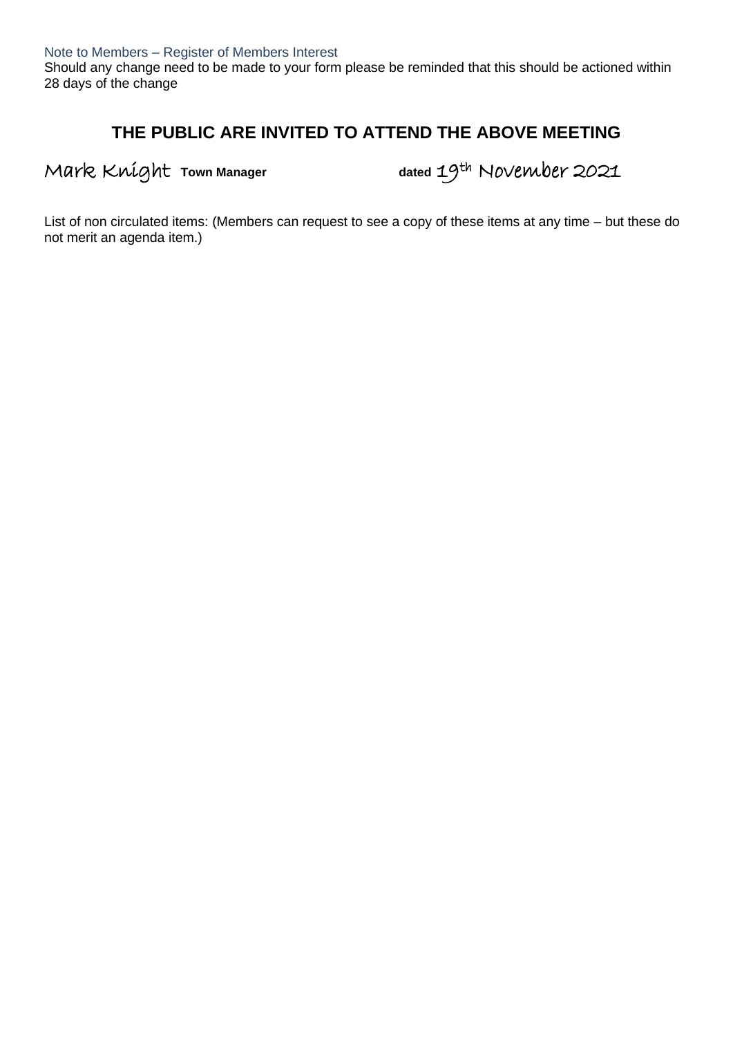Note to Members – Register of Members Interest

Should any change need to be made to your form please be reminded that this should be actioned within 28 days of the change

## THE PUBLIC ARE INVITED TO ATTEND THE ABOVE MEETING

Mark Knight **Town Manager** **dated** 19th November 2021

List of non circulated items: (Members can request to see a copy of these items at any time – but these do not merit an agenda item.)